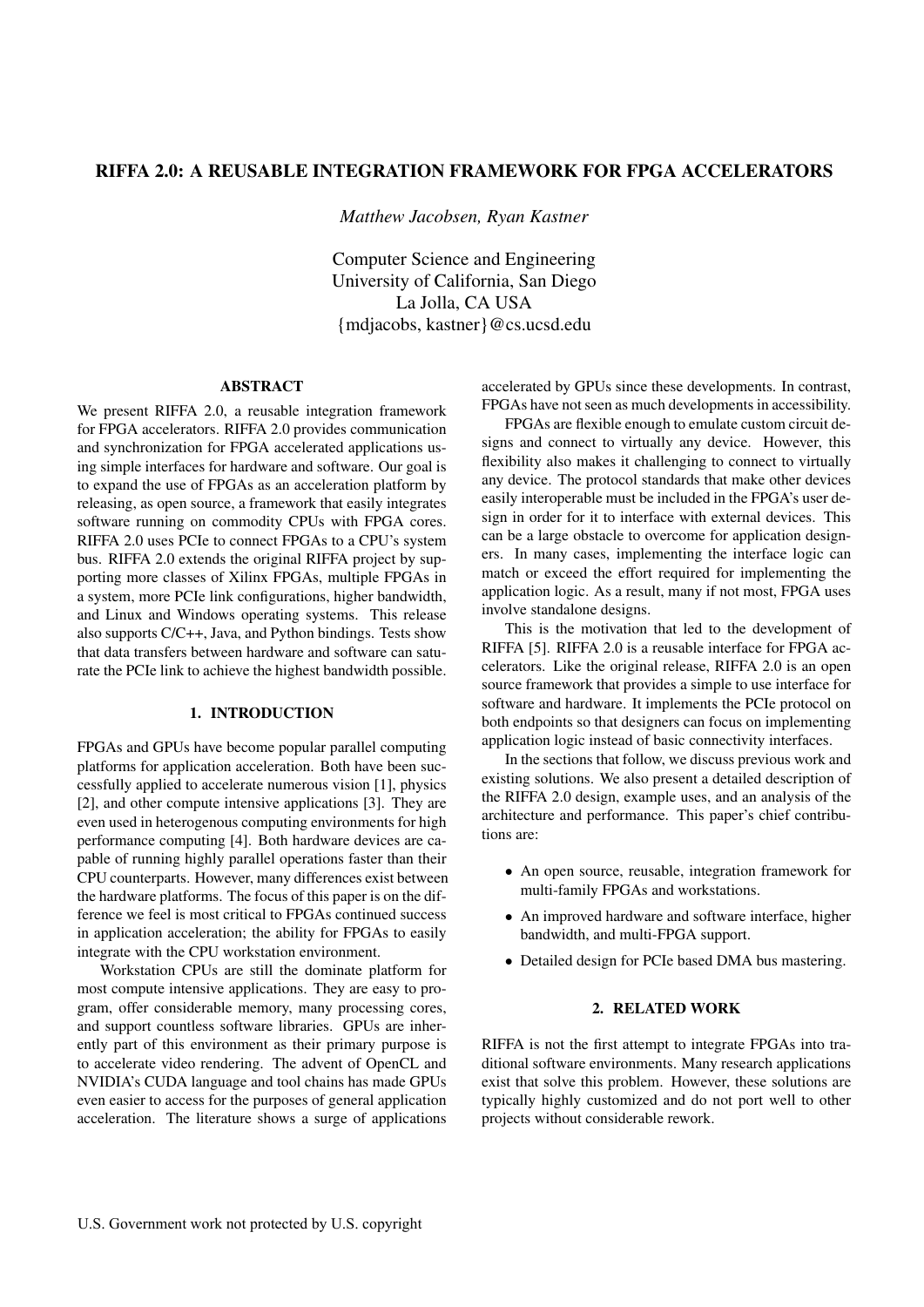# RIFFA 2.0: A REUSABLE INTEGRATION FRAMEWORK FOR FPGA ACCELERATORS

*Matthew Jacobsen, Ryan Kastner*

Computer Science and Engineering
University of California, San Diego
La Jolla, CA USA
{mdjacobs, kastner}@cs.ucsd.edu

## ABSTRACT

We present RIFFA 2.0, a reusable integration framework for FPGA accelerators. RIFFA 2.0 provides communication and synchronization for FPGA accelerated applications using simple interfaces for hardware and software. Our goal is to expand the use of FPGAs as an acceleration platform by releasing, as open source, a framework that easily integrates software running on commodity CPUs with FPGA cores. RIFFA 2.0 uses PCIe to connect FPGAs to a CPU's system bus. RIFFA 2.0 extends the original RIFFA project by supporting more classes of Xilinx FPGAs, multiple FPGAs in a system, more PCIe link configurations, higher bandwidth, and Linux and Windows operating systems. This release also supports C/C++, Java, and Python bindings. Tests show that data transfers between hardware and software can saturate the PCIe link to achieve the highest bandwidth possible.

## 1. INTRODUCTION

FPGAs and GPUs have become popular parallel computing platforms for application acceleration. Both have been successfully applied to accelerate numerous vision [1], physics [2], and other compute intensive applications [3]. They are even used in heterogenous computing environments for high performance computing [4]. Both hardware devices are capable of running highly parallel operations faster than their CPU counterparts. However, many differences exist between the hardware platforms. The focus of this paper is on the difference we feel is most critical to FPGAs continued success in application acceleration; the ability for FPGAs to easily integrate with the CPU workstation environment.

Workstation CPUs are still the dominate platform for most compute intensive applications. They are easy to program, offer considerable memory, many processing cores, and support countless software libraries. GPUs are inherently part of this environment as their primary purpose is to accelerate video rendering. The advent of OpenCL and NVIDIA's CUDA language and tool chains has made GPUs even easier to access for the purposes of general application acceleration. The literature shows a surge of applications accelerated by GPUs since these developments. In contrast, FPGAs have not seen as much developments in accessibility.

FPGAs are flexible enough to emulate custom circuit designs and connect to virtually any device. However, this flexibility also makes it challenging to connect to virtually any device. The protocol standards that make other devices easily interoperable must be included in the FPGA's user design in order for it to interface with external devices. This can be a large obstacle to overcome for application designers. In many cases, implementing the interface logic can match or exceed the effort required for implementing the application logic. As a result, many if not most, FPGA uses involve standalone designs.

This is the motivation that led to the development of RIFFA [5]. RIFFA 2.0 is a reusable interface for FPGA accelerators. Like the original release, RIFFA 2.0 is an open source framework that provides a simple to use interface for software and hardware. It implements the PCIe protocol on both endpoints so that designers can focus on implementing application logic instead of basic connectivity interfaces.

In the sections that follow, we discuss previous work and existing solutions. We also present a detailed description of the RIFFA 2.0 design, example uses, and an analysis of the architecture and performance. This paper's chief contributions are:

- An open source, reusable, integration framework for multi-family FPGAs and workstations.
- An improved hardware and software interface, higher bandwidth, and multi-FPGA support.
- Detailed design for PCIe based DMA bus mastering.

## 2. RELATED WORK

RIFFA is not the first attempt to integrate FPGAs into traditional software environments. Many research applications exist that solve this problem. However, these solutions are typically highly customized and do not port well to other projects without considerable rework.

U.S. Government work not protected by U.S. copyright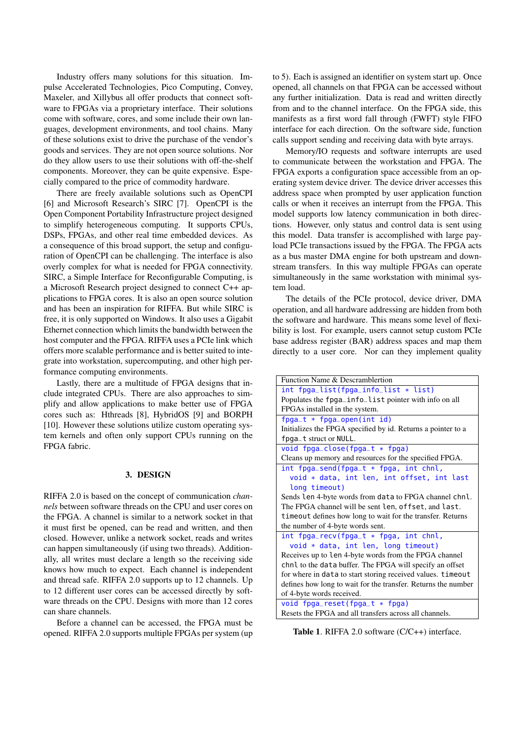Industry offers many solutions for this situation. Impulse Accelerated Technologies, Pico Computing, Convey, Maxeler, and Xillybus all offer products that connect software to FPGAs via a proprietary interface. Their solutions come with software, cores, and some include their own languages, development environments, and tool chains. Many of these solutions exist to drive the purchase of the vendor's goods and services. They are not open source solutions. Nor do they allow users to use their solutions with off-the-shelf components. Moreover, they can be quite expensive. Especially compared to the price of commodity hardware.

There are freely available solutions such as OpenCPI [6] and Microsoft Research's SIRC [7]. OpenCPI is the Open Component Portability Infrastructure project designed to simplify heterogeneous computing. It supports CPUs, DSPs, FPGAs, and other real time embedded devices. As a consequence of this broad support, the setup and configuration of OpenCPI can be challenging. The interface is also overly complex for what is needed for FPGA connectivity. SIRC, a Simple Interface for Reconfigurable Computing, is a Microsoft Research project designed to connect C++ applications to FPGA cores. It is also an open source solution and has been an inspiration for RIFFA. But while SIRC is free, it is only supported on Windows. It also uses a Gigabit Ethernet connection which limits the bandwidth between the host computer and the FPGA. RIFFA uses a PCIe link which offers more scalable performance and is better suited to integrate into workstation, supercomputing, and other high performance computing environments.

Lastly, there are a multitude of FPGA designs that include integrated CPUs. There are also approaches to simplify and allow applications to make better use of FPGA cores such as: Hthreads [8], HybridOS [9] and BORPH [10]. However these solutions utilize custom operating system kernels and often only support CPUs running on the FPGA fabric.

## 3. DESIGN

RIFFA 2.0 is based on the concept of communication *channels* between software threads on the CPU and user cores on the FPGA. A channel is similar to a network socket in that it must first be opened, can be read and written, and then closed. However, unlike a network socket, reads and writes can happen simultaneously (if using two threads). Additionally, all writes must declare a length so the receiving side knows how much to expect. Each channel is independent and thread safe. RIFFA 2.0 supports up to 12 channels. Up to 12 different user cores can be accessed directly by software threads on the CPU. Designs with more than 12 cores can share channels.

Before a channel can be accessed, the FPGA must be opened. RIFFA 2.0 supports multiple FPGAs per system (up to 5). Each is assigned an identifier on system start up. Once opened, all channels on that FPGA can be accessed without any further initialization. Data is read and written directly from and to the channel interface. On the FPGA side, this manifests as a first word fall through (FWFT) style FIFO interface for each direction. On the software side, function calls support sending and receiving data with byte arrays.

Memory/IO requests and software interrupts are used to communicate between the workstation and FPGA. The FPGA exports a configuration space accessible from an operating system device driver. The device driver accesses this address space when prompted by user application function calls or when it receives an interrupt from the FPGA. This model supports low latency communication in both directions. However, only status and control data is sent using this model. Data transfer is accomplished with large payload PCIe transactions issued by the FPGA. The FPGA acts as a bus master DMA engine for both upstream and downstream transfers. In this way multiple FPGAs can operate simultaneously in the same workstation with minimal system load.

The details of the PCIe protocol, device driver, DMA operation, and all hardware addressing are hidden from both the software and hardware. This means some level of flexibility is lost. For example, users cannot setup custom PCIe base address register (BAR) address spaces and map them directly to a user core. Nor can they implement quality

| Function Name & Descramblertion |
|---|
| `int fpga_list(fpga_info_list * list)`<br>Populates the `fpga_info_list` pointer with info on all FPGAs installed in the system. |
| `fpga_t * fpga_open(int id)`<br>Initializes the FPGA specified by id. Returns a pointer to a `fpga_t` struct or `NULL`. |
| `void fpga_close(fpga_t * fpga)`<br>Cleans up memory and resources for the specified FPGA. |
| `int fpga_send(fpga_t * fpga, int chnl, void * data, int len, int offset, int last long timeout)`<br>Sends `len` 4-byte words from `data` to FPGA channel `chnl`. The FPGA channel will be sent `len`, `offset`, and `last`. `timeout` defines how long to wait for the transfer. Returns the number of 4-byte words sent. |
| `int fpga_recv(fpga_t * fpga, int chnl, void * data, int len, long timeout)`<br>Receives up to `len` 4-byte words from the FPGA channel `chnl` to the `data` buffer. The FPGA will specify an offset for where in `data` to start storing received values. `timeout` defines how long to wait for the transfer. Returns the number of 4-byte words received. |
| `void fpga_reset(fpga_t * fpga)`<br>Resets the FPGA and all transfers across all channels. |

**Table 1**. RIFFA 2.0 software (C/C++) interface.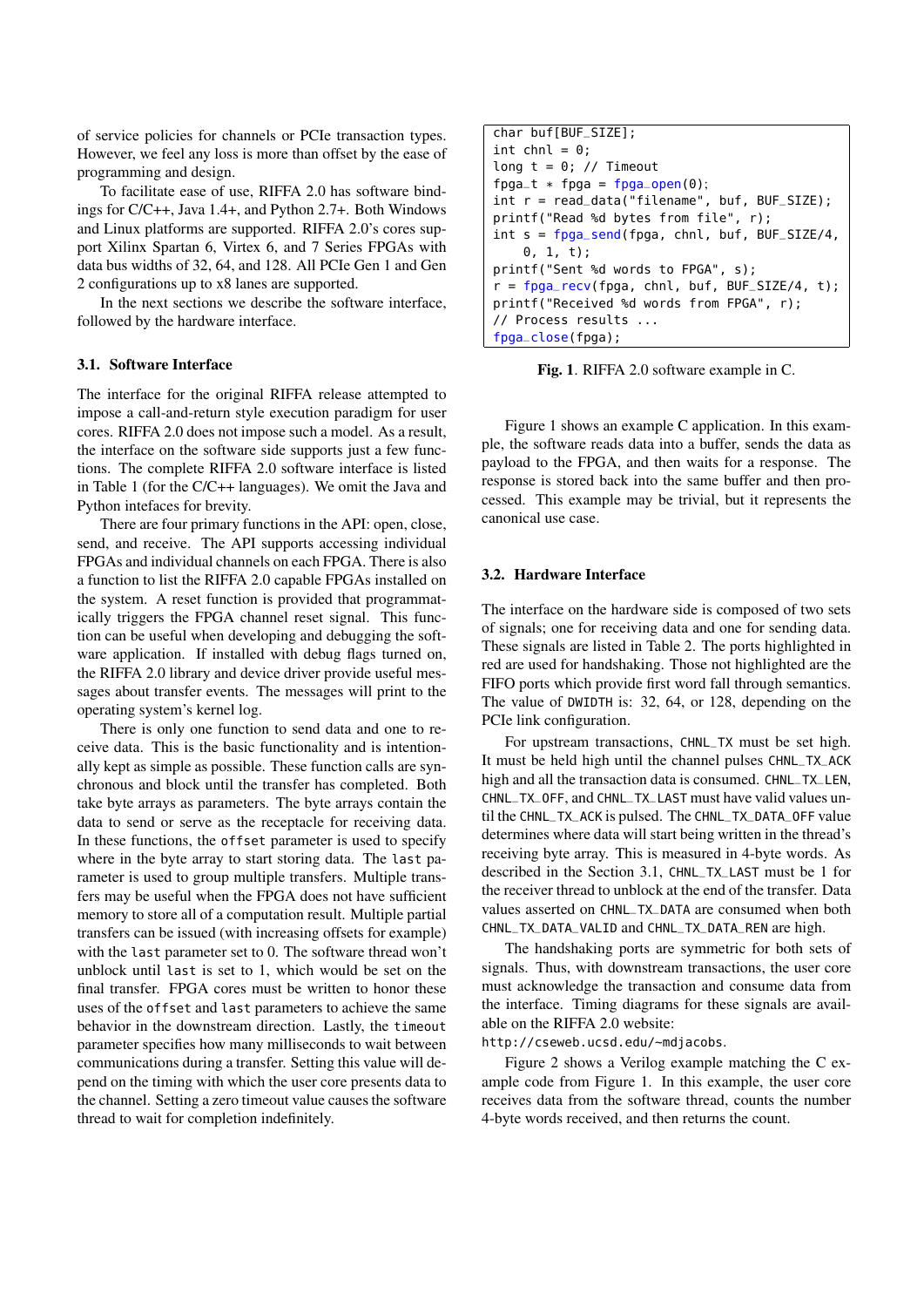of service policies for channels or PCIe transaction types. However, we feel any loss is more than offset by the ease of programming and design.

To facilitate ease of use, RIFFA 2.0 has software bindings for C/C++, Java 1.4+, and Python 2.7+. Both Windows and Linux platforms are supported. RIFFA 2.0's cores support Xilinx Spartan 6, Virtex 6, and 7 Series FPGAs with data bus widths of 32, 64, and 128. All PCIe Gen 1 and Gen 2 configurations up to x8 lanes are supported.

In the next sections we describe the software interface, followed by the hardware interface.

### 3.1. Software Interface

The interface for the original RIFFA release attempted to impose a call-and-return style execution paradigm for user cores. RIFFA 2.0 does not impose such a model. As a result, the interface on the software side supports just a few functions. The complete RIFFA 2.0 software interface is listed in Table 1 (for the C/C++ languages). We omit the Java and Python intefaces for brevity.

There are four primary functions in the API: open, close, send, and receive. The API supports accessing individual FPGAs and individual channels on each FPGA. There is also a function to list the RIFFA 2.0 capable FPGAs installed on the system. A reset function is provided that programmatically triggers the FPGA channel reset signal. This function can be useful when developing and debugging the software application. If installed with debug flags turned on, the RIFFA 2.0 library and device driver provide useful messages about transfer events. The messages will print to the operating system's kernel log.

There is only one function to send data and one to receive data. This is the basic functionality and is intentionally kept as simple as possible. These function calls are synchronous and block until the transfer has completed. Both take byte arrays as parameters. The byte arrays contain the data to send or serve as the receptacle for receiving data. In these functions, the `offset` parameter is used to specify where in the byte array to start storing data. The `last` parameter is used to group multiple transfers. Multiple transfers may be useful when the FPGA does not have sufficient memory to store all of a computation result. Multiple partial transfers can be issued (with increasing offsets for example) with the `last` parameter set to 0. The software thread won't unblock until `last` is set to 1, which would be set on the final transfer. FPGA cores must be written to honor these uses of the `offset` and `last` parameters to achieve the same behavior in the downstream direction. Lastly, the `timeout` parameter specifies how many milliseconds to wait between communications during a transfer. Setting this value will depend on the timing with which the user core presents data to the channel. Setting a zero timeout value causes the software thread to wait for completion indefinitely.

```
char buf[BUF_SIZE];
int chnl = 0;
long t = 0; // Timeout
fpga_t * fpga = fpga_open(0);
int r = read_data("filename", buf, BUF_SIZE);
printf("Read %d bytes from file", r);
int s = fpga_send(fpga, chnl, buf, BUF_SIZE/4,
    0, 1, t);
printf("Sent %d words to FPGA", s);
r = fpga_recv(fpga, chnl, buf, BUF_SIZE/4, t);
printf("Received %d words from FPGA", r);
// Process results ...
fpga_close(fpga);
```

**Fig. 1**. RIFFA 2.0 software example in C.

Figure 1 shows an example C application. In this example, the software reads data into a buffer, sends the data as payload to the FPGA, and then waits for a response. The response is stored back into the same buffer and then processed. This example may be trivial, but it represents the canonical use case.

### 3.2. Hardware Interface

The interface on the hardware side is composed of two sets of signals; one for receiving data and one for sending data. These signals are listed in Table 2. The ports highlighted in red are used for handshaking. Those not highlighted are the FIFO ports which provide first word fall through semantics. The value of `DWIDTH` is: 32, 64, or 128, depending on the PCIe link configuration.

For upstream transactions, `CHNL_TX` must be set high. It must be held high until the channel pulses `CHNL_TX_ACK` high and all the transaction data is consumed. `CHNL_TX_LEN`, `CHNL_TX_OFF`, and `CHNL_TX_LAST` must have valid values until the `CHNL_TX_ACK` is pulsed. The `CHNL_TX_DATA_OFF` value determines where data will start being written in the thread's receiving byte array. This is measured in 4-byte words. As described in the Section 3.1, `CHNL_TX_LAST` must be 1 for the receiver thread to unblock at the end of the transfer. Data values asserted on `CHNL_TX_DATA` are consumed when both `CHNL_TX_DATA_VALID` and `CHNL_TX_DATA_REN` are high.

The handshaking ports are symmetric for both sets of signals. Thus, with downstream transactions, the user core must acknowledge the transaction and consume data from the interface. Timing diagrams for these signals are available on the RIFFA 2.0 website:
`http://cseweb.ucsd.edu/~mdjacobs`.

Figure 2 shows a Verilog example matching the C example code from Figure 1. In this example, the user core receives data from the software thread, counts the number 4-byte words received, and then returns the count.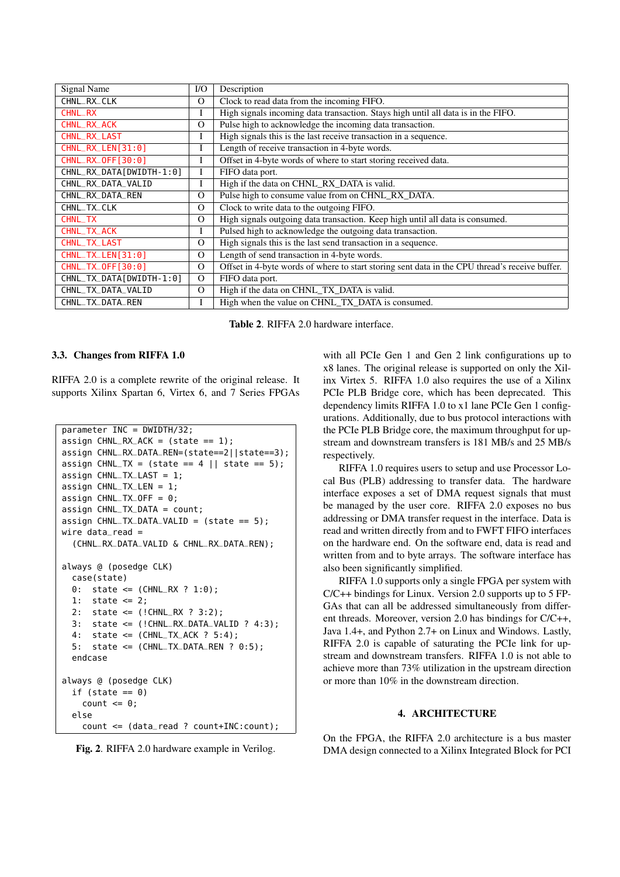| Signal Name | I/O | Description |
| --- | --- | --- |
| CHNL_RX_CLK | O | Clock to read data from the incoming FIFO. |
| CHNL_RX | I | High signals incoming data transaction. Stays high until all data is in the FIFO. |
| CHNL_RX_ACK | O | Pulse high to acknowledge the incoming data transaction. |
| CHNL_RX_LAST | I | High signals this is the last receive transaction in a sequence. |
| CHNL_RX_LEN[31:0] | I | Length of receive transaction in 4-byte words. |
| CHNL_RX_OFF[30:0] | I | Offset in 4-byte words of where to start storing received data. |
| CHNL_RX_DATA[DWIDTH-1:0] | I | FIFO data port. |
| CHNL_RX_DATA_VALID | I | High if the data on CHNL_RX_DATA is valid. |
| CHNL_RX_DATA_REN | O | Pulse high to consume value from on CHNL_RX_DATA. |
| CHNL_TX_CLK | O | Clock to write data to the outgoing FIFO. |
| CHNL_TX | O | High signals outgoing data transaction. Keep high until all data is consumed. |
| CHNL_TX_ACK | I | Pulsed high to acknowledge the outgoing data transaction. |
| CHNL_TX_LAST | O | High signals this is the last send transaction in a sequence. |
| CHNL_TX_LEN[31:0] | O | Length of send transaction in 4-byte words. |
| CHNL_TX_OFF[30:0] | O | Offset in 4-byte words of where to start storing sent data in the CPU thread's receive buffer. |
| CHNL_TX_DATA[DWIDTH-1:0] | O | FIFO data port. |
| CHNL_TX_DATA_VALID | O | High if the data on CHNL_TX_DATA is valid. |
| CHNL_TX_DATA_REN | I | High when the value on CHNL_TX_DATA is consumed. |

**Table 2**. RIFFA 2.0 hardware interface.

### 3.3. Changes from RIFFA 1.0

RIFFA 2.0 is a complete rewrite of the original release. It supports Xilinx Spartan 6, Virtex 6, and 7 Series FPGAs with all PCIe Gen 1 and Gen 2 link configurations up to x8 lanes. The original release is supported on only the Xilinx Virtex 5. RIFFA 1.0 also requires the use of a Xilinx PCIe PLB Bridge core, which has been deprecated. This dependency limits RIFFA 1.0 to x1 lane PCIe Gen 1 configurations. Additionally, due to bus protocol interactions with the PCIe PLB Bridge core, the maximum throughput for upstream and downstream transfers is 181 MB/s and 25 MB/s respectively.

```
parameter INC = DWIDTH/32;
assign CHNL_RX_ACK = (state == 1);
assign CHNL_RX_DATA_REN=(state==2||state==3);
assign CHNL_TX = (state == 4 || state == 5);
assign CHNL_TX_LAST = 1;
assign CHNL_TX_LEN = 1;
assign CHNL_TX_OFF = 0;
assign CHNL_TX_DATA = count;
assign CHNL_TX_DATA_VALID = (state == 5);
wire data_read =
  (CHNL_RX_DATA_VALID & CHNL_RX_DATA_REN);

always @ (posedge CLK)
  case(state)
  0:  state <= (CHNL_RX ? 1:0);
  1:  state <= 2;
  2:  state <= (!CHNL_RX ? 3:2);
  3:  state <= (!CHNL_RX_DATA_VALID ? 4:3);
  4:  state <= (CHNL_TX_ACK ? 5:4);
  5:  state <= (CHNL_TX_DATA_REN ? 0:5);
  endcase

always @ (posedge CLK)
  if (state == 0)
    count <= 0;
  else
    count <= (data_read ? count+INC:count);
```

**Fig. 2**. RIFFA 2.0 hardware example in Verilog.

RIFFA 1.0 requires users to setup and use Processor Local Bus (PLB) addressing to transfer data. The hardware interface exposes a set of DMA request signals that must be managed by the user core. RIFFA 2.0 exposes no bus addressing or DMA transfer request in the interface. Data is read and written directly from and to FWFT FIFO interfaces on the hardware end. On the software end, data is read and written from and to byte arrays. The software interface has also been significantly simplified.

RIFFA 1.0 supports only a single FPGA per system with C/C++ bindings for Linux. Version 2.0 supports up to 5 FPGAs that can all be addressed simultaneously from different threads. Moreover, version 2.0 has bindings for C/C++, Java 1.4+, and Python 2.7+ on Linux and Windows. Lastly, RIFFA 2.0 is capable of saturating the PCIe link for upstream and downstream transfers. RIFFA 1.0 is not able to achieve more than 73% utilization in the upstream direction or more than 10% in the downstream direction.

## 4. ARCHITECTURE

On the FPGA, the RIFFA 2.0 architecture is a bus master DMA design connected to a Xilinx Integrated Block for PCI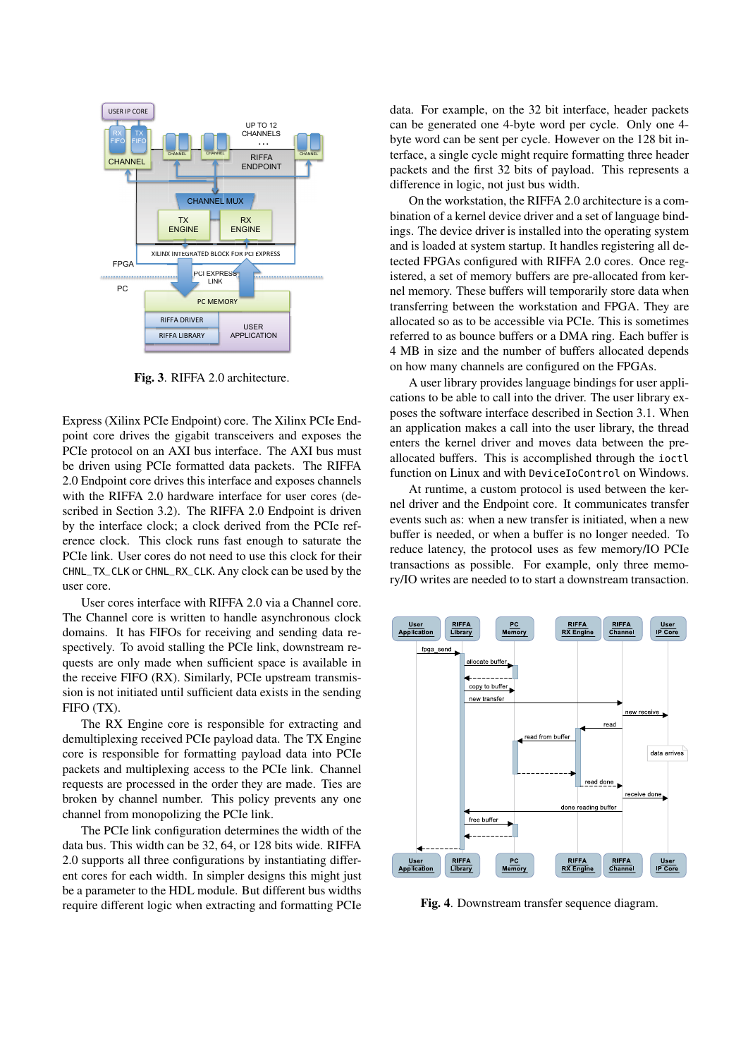Fig. 3. RIFFA 2.0 architecture.

Express (Xilinx PCIe Endpoint) core. The Xilinx PCIe Endpoint core drives the gigabit transceivers and exposes the PCIe protocol on an AXI bus interface. The AXI bus must be driven using PCIe formatted data packets. The RIFFA 2.0 Endpoint core drives this interface and exposes channels with the RIFFA 2.0 hardware interface for user cores (described in Section 3.2). The RIFFA 2.0 Endpoint is driven by the interface clock; a clock derived from the PCIe reference clock. This clock runs fast enough to saturate the PCIe link. User cores do not need to use this clock for their `CHNL_TX_CLK` or `CHNL_RX_CLK`. Any clock can be used by the user core.

User cores interface with RIFFA 2.0 via a Channel core. The Channel core is written to handle asynchronous clock domains. It has FIFOs for receiving and sending data respectively. To avoid stalling the PCIe link, downstream requests are only made when sufficient space is available in the receive FIFO (RX). Similarly, PCIe upstream transmission is not initiated until sufficient data exists in the sending FIFO (TX).

The RX Engine core is responsible for extracting and demultiplexing received PCIe payload data. The TX Engine core is responsible for formatting data into PCIe packets and multiplexing access to the PCIe link. Channel requests are processed in the order they are made. Ties are broken by channel number. This policy prevents any one channel from monopolizing the PCIe link.

The PCIe link configuration determines the width of the data bus. This width can be 32, 64, or 128 bits wide. RIFFA 2.0 supports all three configurations by instantiating different cores for each width. In simpler designs this might just be a parameter to the HDL module. But different bus widths require different logic when extracting and formatting PCIe data. For example, on the 32 bit interface, header packets can be generated one 4-byte word per cycle. Only one 4-byte word can be sent per cycle. However on the 128 bit interface, a single cycle might require formatting three header packets and the first 32 bits of payload. This represents a difference in logic, not just bus width.

On the workstation, the RIFFA 2.0 architecture is a combination of a kernel device driver and a set of language bindings. The device driver is installed into the operating system and is loaded at system startup. It handles registering all detected FPGAs configured with RIFFA 2.0 cores. Once registered, a set of memory buffers are pre-allocated from kernel memory. These buffers will temporarily store data when transferring between the workstation and FPGA. They are allocated so as to be accessible via PCIe. These are sometimes referred to as bounce buffers or a DMA ring. Each buffer is 4 MB in size and the number of buffers allocated depends on how many channels are configured on the FPGAs.

A user library provides language bindings for user applications to be able to call into the driver. The user library exposes the software interface described in Section 3.1. When an application makes a call into the user library, the thread enters the kernel driver and moves data between the pre-allocated buffers. This is accomplished through the `ioctl` function on Linux and with `DeviceIoControl` on Windows.

At runtime, a custom protocol is used between the kernel driver and the Endpoint core. It communicates transfer events such as: when a new transfer is initiated, when a new buffer is needed, or when a buffer is no longer needed. To reduce latency, the protocol uses as few memory/IO PCIe transactions as possible. For example, only three memory/IO writes are needed to to start a downstream transaction.

Fig. 4. Downstream transfer sequence diagram.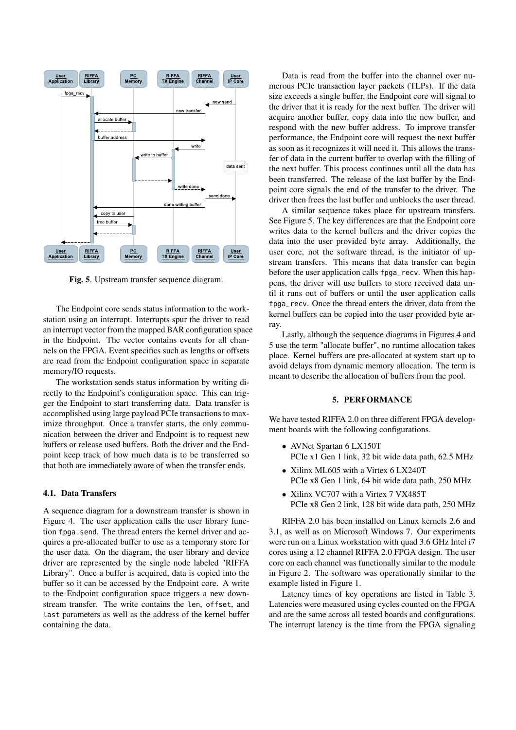Fig. 5. Upstream transfer sequence diagram.

The Endpoint core sends status information to the workstation using an interrupt. Interrupts spur the driver to read an interrupt vector from the mapped BAR configuration space in the Endpoint. The vector contains events for all channels on the FPGA. Event specifics such as lengths or offsets are read from the Endpoint configuration space in separate memory/IO requests.

The workstation sends status information by writing directly to the Endpoint's configuration space. This can trigger the Endpoint to start transferring data. Data transfer is accomplished using large payload PCIe transactions to maximize throughput. Once a transfer starts, the only communication between the driver and Endpoint is to request new buffers or release used buffers. Both the driver and the Endpoint keep track of how much data is to be transferred so that both are immediately aware of when the transfer ends.

### 4.1. Data Transfers

A sequence diagram for a downstream transfer is shown in Figure 4. The user application calls the user library function `fpga_send`. The thread enters the kernel driver and acquires a pre-allocated buffer to use as a temporary store for the user data. On the diagram, the user library and device driver are represented by the single node labeled "RIFFA Library". Once a buffer is acquired, data is copied into the buffer so it can be accessed by the Endpoint core. A write to the Endpoint configuration space triggers a new downstream transfer. The write contains the `len`, `offset`, and `last` parameters as well as the address of the kernel buffer containing the data.

Data is read from the buffer into the channel over numerous PCIe transaction layer packets (TLPs). If the data size exceeds a single buffer, the Endpoint core will signal to the driver that it is ready for the next buffer. The driver will acquire another buffer, copy data into the new buffer, and respond with the new buffer address. To improve transfer performance, the Endpoint core will request the next buffer as soon as it recognizes it will need it. This allows the transfer of data in the current buffer to overlap with the filling of the next buffer. This process continues until all the data has been transferred. The release of the last buffer by the Endpoint core signals the end of the transfer to the driver. The driver then frees the last buffer and unblocks the user thread.

A similar sequence takes place for upstream transfers. See Figure 5. The key differences are that the Endpoint core writes data to the kernel buffers and the driver copies the data into the user provided byte array. Additionally, the user core, not the software thread, is the initiator of upstream transfers. This means that data transfer can begin before the user application calls `fpga_recv`. When this happens, the driver will use buffers to store received data until it runs out of buffers or until the user application calls `fpga_recv`. Once the thread enters the driver, data from the kernel buffers can be copied into the user provided byte array.

Lastly, although the sequence diagrams in Figures 4 and 5 use the term "allocate buffer", no runtime allocation takes place. Kernel buffers are pre-allocated at system start up to avoid delays from dynamic memory allocation. The term is meant to describe the allocation of buffers from the pool.

## 5. PERFORMANCE

We have tested RIFFA 2.0 on three different FPGA development boards with the following configurations.

- AVNet Spartan 6 LX150T
  PCIe x1 Gen 1 link, 32 bit wide data path, 62.5 MHz
- Xilinx ML605 with a Virtex 6 LX240T
  PCIe x8 Gen 1 link, 64 bit wide data path, 250 MHz
- Xilinx VC707 with a Virtex 7 VX485T
  PCIe x8 Gen 2 link, 128 bit wide data path, 250 MHz

RIFFA 2.0 has been installed on Linux kernels 2.6 and 3.1, as well as on Microsoft Windows 7. Our experiments were run on a Linux workstation with quad 3.6 GHz Intel i7 cores using a 12 channel RIFFA 2.0 FPGA design. The user core on each channel was functionally similar to the module in Figure 2. The software was operationally similar to the example listed in Figure 1.

Latency times of key operations are listed in Table 3. Latencies were measured using cycles counted on the FPGA and are the same across all tested boards and configurations. The interrupt latency is the time from the FPGA signaling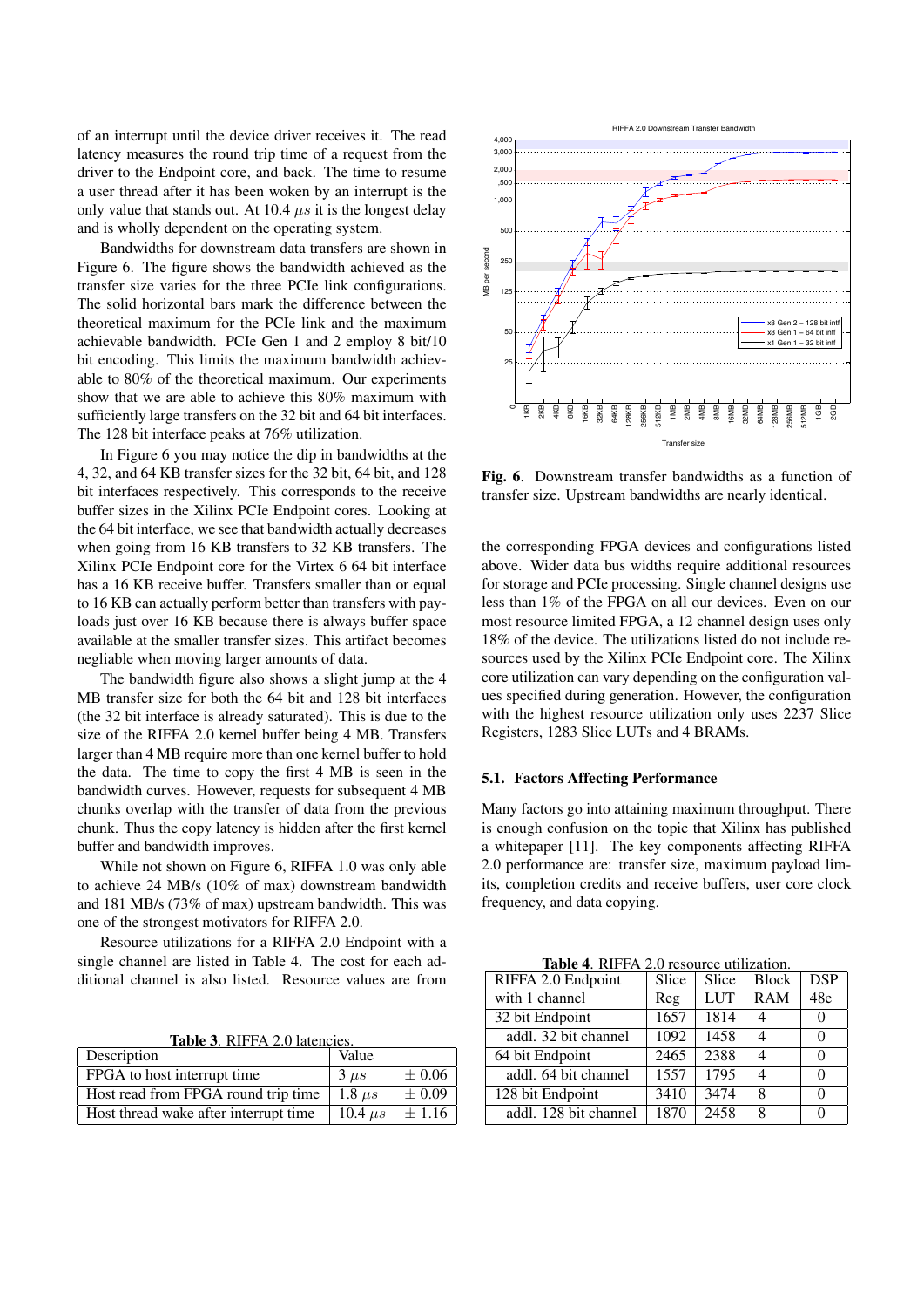of an interrupt until the device driver receives it. The read latency measures the round trip time of a request from the driver to the Endpoint core, and back. The time to resume a user thread after it has been woken by an interrupt is the only value that stands out. At 10.4 $\mu s$ it is the longest delay and is wholly dependent on the operating system.

Bandwidths for downstream data transfers are shown in Figure 6. The figure shows the bandwidth achieved as the transfer size varies for the three PCIe link configurations. The solid horizontal bars mark the difference between the theoretical maximum for the PCIe link and the maximum achievable bandwidth. PCIe Gen 1 and 2 employ 8 bit/10 bit encoding. This limits the maximum bandwidth achievable to 80% of the theoretical maximum. Our experiments show that we are able to achieve this 80% maximum with sufficiently large transfers on the 32 bit and 64 bit interfaces. The 128 bit interface peaks at 76% utilization.

In Figure 6 you may notice the dip in bandwidths at the 4, 32, and 64 KB transfer sizes for the 32 bit, 64 bit, and 128 bit interfaces respectively. This corresponds to the receive buffer sizes in the Xilinx PCIe Endpoint cores. Looking at the 64 bit interface, we see that bandwidth actually decreases when going from 16 KB transfers to 32 KB transfers. The Xilinx PCIe Endpoint core for the Virtex 6 64 bit interface has a 16 KB receive buffer. Transfers smaller than or equal to 16 KB can actually perform better than transfers with payloads just over 16 KB because there is always buffer space available at the smaller transfer sizes. This artifact becomes negliable when moving larger amounts of data.

The bandwidth figure also shows a slight jump at the 4 MB transfer size for both the 64 bit and 128 bit interfaces (the 32 bit interface is already saturated). This is due to the size of the RIFFA 2.0 kernel buffer being 4 MB. Transfers larger than 4 MB require more than one kernel buffer to hold the data. The time to copy the first 4 MB is seen in the bandwidth curves. However, requests for subsequent 4 MB chunks overlap with the transfer of data from the previous chunk. Thus the copy latency is hidden after the first kernel buffer and bandwidth improves.

While not shown on Figure 6, RIFFA 1.0 was only able to achieve 24 MB/s (10% of max) downstream bandwidth and 181 MB/s (73% of max) upstream bandwidth. This was one of the strongest motivators for RIFFA 2.0.

Resource utilizations for a RIFFA 2.0 Endpoint with a single channel are listed in Table 4. The cost for each additional channel is also listed. Resource values are from the corresponding FPGA devices and configurations listed above. Wider data bus widths require additional resources for storage and PCIe processing. Single channel designs use less than 1% of the FPGA on all our devices. Even on our most resource limited FPGA, a 12 channel design uses only 18% of the device. The utilizations listed do not include resources used by the Xilinx PCIe Endpoint core. The Xilinx core utilization can vary depending on the configuration values specified during generation. However, the configuration with the highest resource utilization only uses 2237 Slice Registers, 1283 Slice LUTs and 4 BRAMs.

**Table 3.** RIFFA 2.0 latencies.

| Description | Value | |
|---|---|---|
| FPGA to host interrupt time | 3 $\mu s$ | $\pm$ 0.06 |
| Host read from FPGA round trip time | 1.8 $\mu s$ | $\pm$ 0.09 |
| Host thread wake after interrupt time | 10.4 $\mu s$ | $\pm$ 1.16 |

**Fig. 6.** Downstream transfer bandwidths as a function of transfer size. Upstream bandwidths are nearly identical.

### 5.1. Factors Affecting Performance

Many factors go into attaining maximum throughput. There is enough confusion on the topic that Xilinx has published a whitepaper [11]. The key components affecting RIFFA 2.0 performance are: transfer size, maximum payload limits, completion credits and receive buffers, user core clock frequency, and data copying.

**Table 4.** RIFFA 2.0 resource utilization.

| RIFFA 2.0 Endpoint with 1 channel | Slice Reg | Slice LUT | Block RAM | DSP 48e |
|---|---|---|---|---|
| 32 bit Endpoint | 1657 | 1814 | 4 | 0 |
| addl. 32 bit channel | 1092 | 1458 | 4 | 0 |
| 64 bit Endpoint | 2465 | 2388 | 4 | 0 |
| addl. 64 bit channel | 1557 | 1795 | 4 | 0 |
| 128 bit Endpoint | 3410 | 3474 | 8 | 0 |
| addl. 128 bit channel | 1870 | 2458 | 8 | 0 |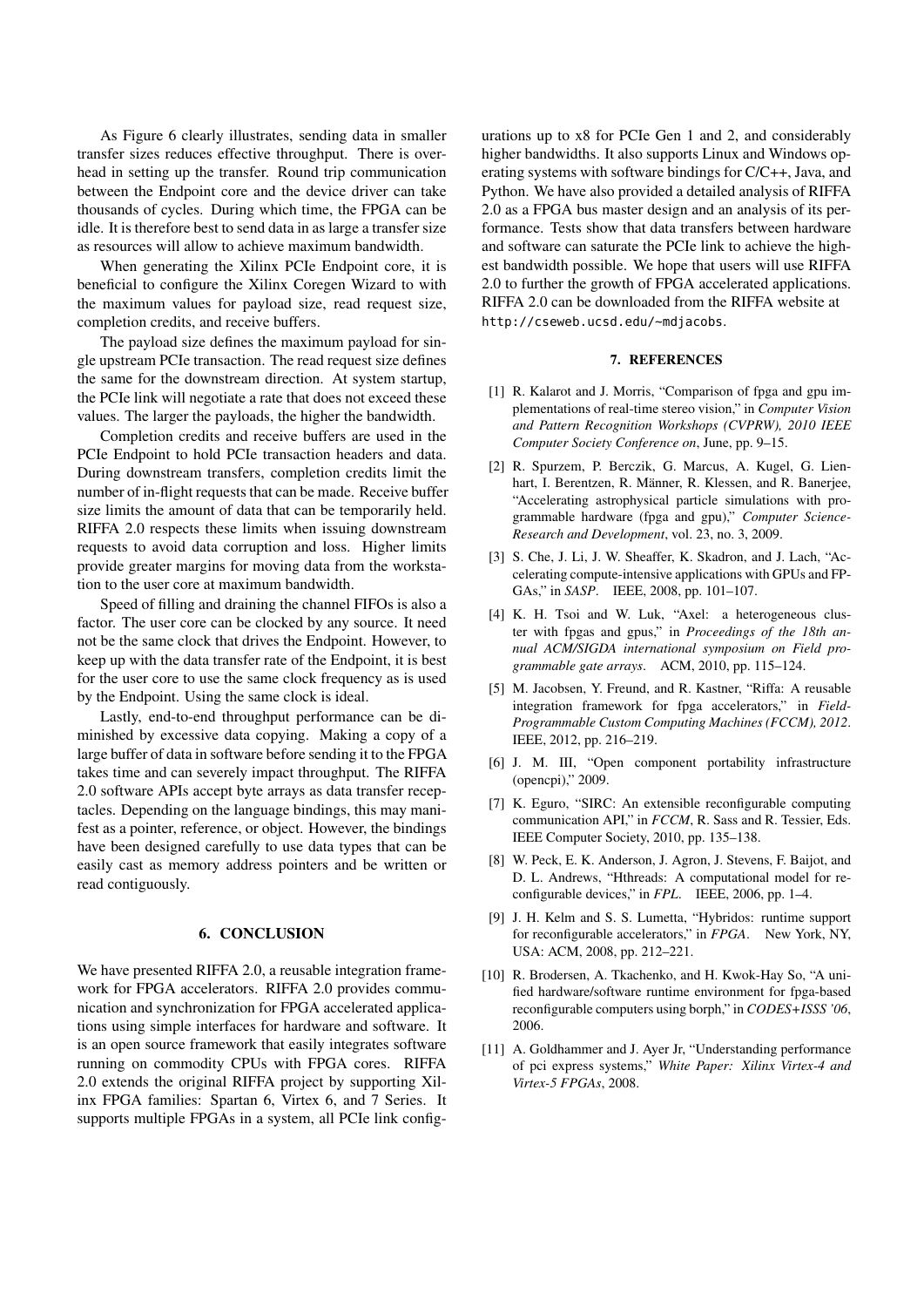As Figure 6 clearly illustrates, sending data in smaller transfer sizes reduces effective throughput. There is overhead in setting up the transfer. Round trip communication between the Endpoint core and the device driver can take thousands of cycles. During which time, the FPGA can be idle. It is therefore best to send data in as large a transfer size as resources will allow to achieve maximum bandwidth.

When generating the Xilinx PCIe Endpoint core, it is beneficial to configure the Xilinx Coregen Wizard to with the maximum values for payload size, read request size, completion credits, and receive buffers.

The payload size defines the maximum payload for single upstream PCIe transaction. The read request size defines the same for the downstream direction. At system startup, the PCIe link will negotiate a rate that does not exceed these values. The larger the payloads, the higher the bandwidth.

Completion credits and receive buffers are used in the PCIe Endpoint to hold PCIe transaction headers and data. During downstream transfers, completion credits limit the number of in-flight requests that can be made. Receive buffer size limits the amount of data that can be temporarily held. RIFFA 2.0 respects these limits when issuing downstream requests to avoid data corruption and loss. Higher limits provide greater margins for moving data from the workstation to the user core at maximum bandwidth.

Speed of filling and draining the channel FIFOs is also a factor. The user core can be clocked by any source. It need not be the same clock that drives the Endpoint. However, to keep up with the data transfer rate of the Endpoint, it is best for the user core to use the same clock frequency as is used by the Endpoint. Using the same clock is ideal.

Lastly, end-to-end throughput performance can be diminished by excessive data copying. Making a copy of a large buffer of data in software before sending it to the FPGA takes time and can severely impact throughput. The RIFFA 2.0 software APIs accept byte arrays as data transfer receptacles. Depending on the language bindings, this may manifest as a pointer, reference, or object. However, the bindings have been designed carefully to use data types that can be easily cast as memory address pointers and be written or read contiguously.

## 6. CONCLUSION

We have presented RIFFA 2.0, a reusable integration framework for FPGA accelerators. RIFFA 2.0 provides communication and synchronization for FPGA accelerated applications using simple interfaces for hardware and software. It is an open source framework that easily integrates software running on commodity CPUs with FPGA cores. RIFFA 2.0 extends the original RIFFA project by supporting Xilinx FPGA families: Spartan 6, Virtex 6, and 7 Series. It supports multiple FPGAs in a system, all PCIe link configurations up to x8 for PCIe Gen 1 and 2, and considerably higher bandwidths. It also supports Linux and Windows operating systems with software bindings for C/C++, Java, and Python. We have also provided a detailed analysis of RIFFA 2.0 as a FPGA bus master design and an analysis of its performance. Tests show that data transfers between hardware and software can saturate the PCIe link to achieve the highest bandwidth possible. We hope that users will use RIFFA 2.0 to further the growth of FPGA accelerated applications. RIFFA 2.0 can be downloaded from the RIFFA website at http://cseweb.ucsd.edu/~mdjacobs.

## 7. REFERENCES

[1] R. Kalarot and J. Morris, "Comparison of fpga and gpu implementations of real-time stereo vision," in *Computer Vision and Pattern Recognition Workshops (CVPRW), 2010 IEEE Computer Society Conference on*, June, pp. 9–15.

[2] R. Spurzem, P. Berczik, G. Marcus, A. Kugel, G. Lienhart, I. Berentzen, R. Männer, R. Klessen, and R. Banerjee, "Accelerating astrophysical particle simulations with programmable hardware (fpga and gpu)," *Computer Science-Research and Development*, vol. 23, no. 3, 2009.

[3] S. Che, J. Li, J. W. Sheaffer, K. Skadron, and J. Lach, "Accelerating compute-intensive applications with GPUs and FPGAs," in *SASP*. IEEE, 2008, pp. 101–107.

[4] K. H. Tsoi and W. Luk, "Axel: a heterogeneous cluster with fpgas and gpus," in *Proceedings of the 18th annual ACM/SIGDA international symposium on Field programmable gate arrays*. ACM, 2010, pp. 115–124.

[5] M. Jacobsen, Y. Freund, and R. Kastner, "Riffa: A reusable integration framework for fpga accelerators," in *Field-Programmable Custom Computing Machines (FCCM), 2012*. IEEE, 2012, pp. 216–219.

[6] J. M. III, "Open component portability infrastructure (opencpi)," 2009.

[7] K. Eguro, "SIRC: An extensible reconfigurable computing communication API," in *FCCM*, R. Sass and R. Tessier, Eds. IEEE Computer Society, 2010, pp. 135–138.

[8] W. Peck, E. K. Anderson, J. Agron, J. Stevens, F. Baijot, and D. L. Andrews, "Hthreads: A computational model for reconfigurable devices," in *FPL*. IEEE, 2006, pp. 1–4.

[9] J. H. Kelm and S. S. Lumetta, "Hybridos: runtime support for reconfigurable accelerators," in *FPGA*. New York, NY, USA: ACM, 2008, pp. 212–221.

[10] R. Brodersen, A. Tkachenko, and H. Kwok-Hay So, "A unified hardware/software runtime environment for fpga-based reconfigurable computers using borph," in *CODES+ISSS '06*, 2006.

[11] A. Goldhammer and J. Ayer Jr, "Understanding performance of pci express systems," *White Paper: Xilinx Virtex-4 and Virtex-5 FPGAs*, 2008.